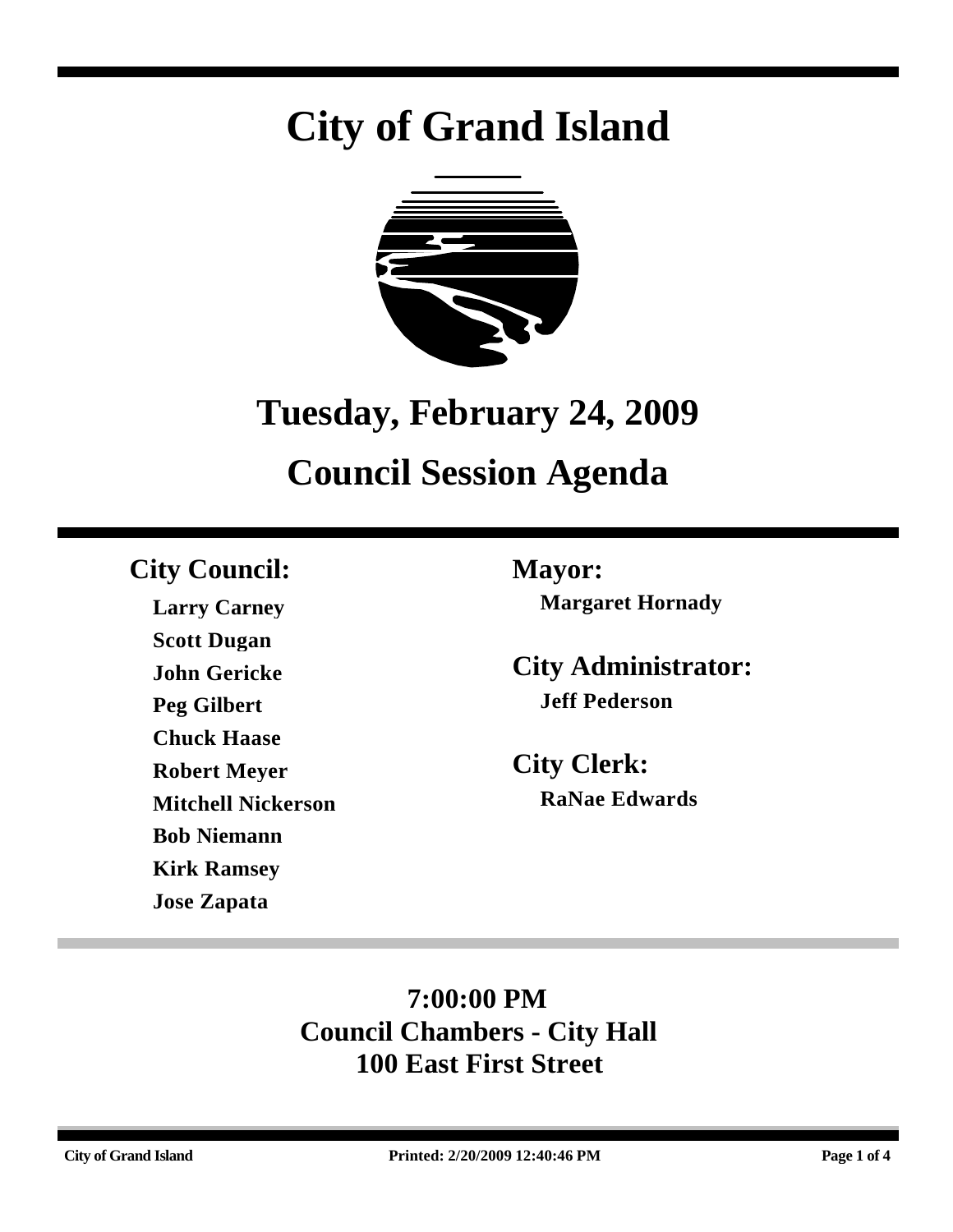# City of Grand Island

## Tuesday, February 24, 2009

## Council Session Agenda

### City Council:

**Larry Carney**
**Scott Dugan**
**John Gericke**
**Peg Gilbert**
**Chuck Haase**
**Robert Meyer**
**Mitchell Nickerson**
**Bob Niemann**
**Kirk Ramsey**
**Jose Zapata**

### Mayor:

**Margaret Hornady**

### City Administrator:

**Jeff Pederson**

### City Clerk:

**RaNae Edwards**

**7:00:00 PM**
**Council Chambers - City Hall**
**100 East First Street**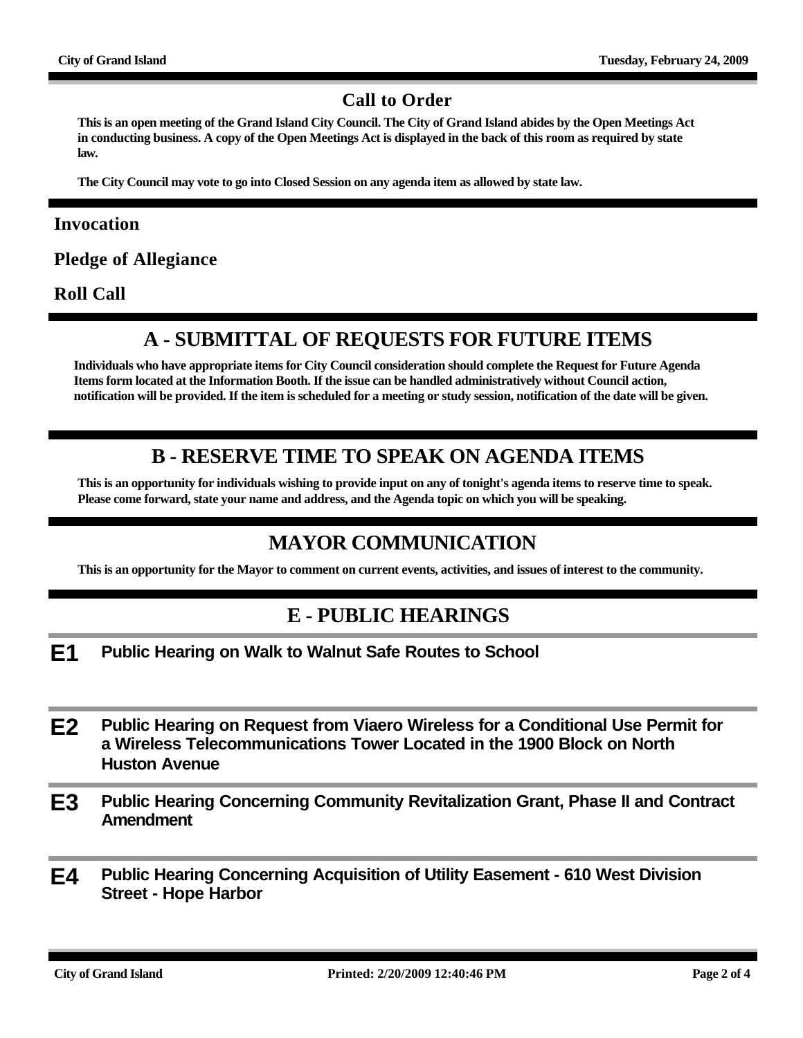## Call to Order

**This is an open meeting of the Grand Island City Council. The City of Grand Island abides by the Open Meetings Act in conducting business. A copy of the Open Meetings Act is displayed in the back of this room as required by state law.**

**The City Council may vote to go into Closed Session on any agenda item as allowed by state law.**

### Invocation

### Pledge of Allegiance

### Roll Call

## A - SUBMITTAL OF REQUESTS FOR FUTURE ITEMS

**Individuals who have appropriate items for City Council consideration should complete the Request for Future Agenda Items form located at the Information Booth. If the issue can be handled administratively without Council action, notification will be provided. If the item is scheduled for a meeting or study session, notification of the date will be given.**

## B - RESERVE TIME TO SPEAK ON AGENDA ITEMS

**This is an opportunity for individuals wishing to provide input on any of tonight's agenda items to reserve time to speak. Please come forward, state your name and address, and the Agenda topic on which you will be speaking.**

## MAYOR COMMUNICATION

**This is an opportunity for the Mayor to comment on current events, activities, and issues of interest to the community.**

## E - PUBLIC HEARINGS

**E1** **Public Hearing on Walk to Walnut Safe Routes to School**

**E2** **Public Hearing on Request from Viaero Wireless for a Conditional Use Permit for a Wireless Telecommunications Tower Located in the 1900 Block on North Huston Avenue**

**E3** **Public Hearing Concerning Community Revitalization Grant, Phase II and Contract Amendment**

**E4** **Public Hearing Concerning Acquisition of Utility Easement - 610 West Division Street - Hope Harbor**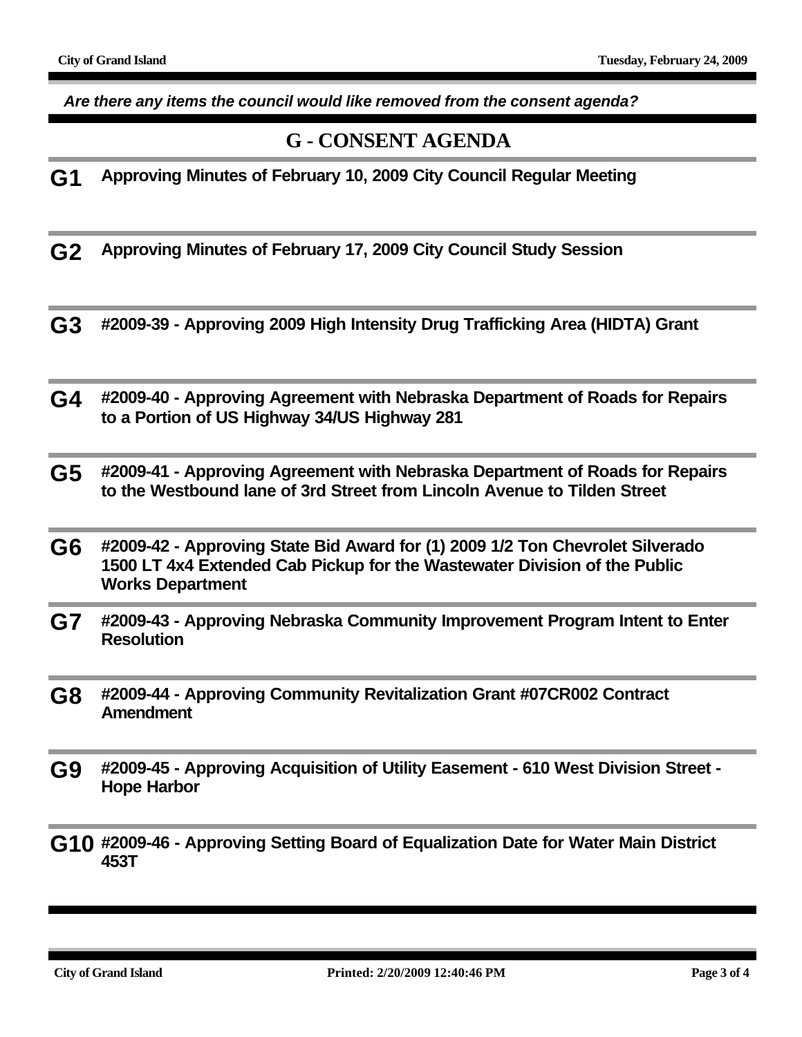*Are there any items the council would like removed from the consent agenda?*

## G - CONSENT AGENDA

**G1** **Approving Minutes of February 10, 2009 City Council Regular Meeting**

**G2** **Approving Minutes of February 17, 2009 City Council Study Session**

**G3** **#2009-39 - Approving 2009 High Intensity Drug Trafficking Area (HIDTA) Grant**

**G4** **#2009-40 - Approving Agreement with Nebraska Department of Roads for Repairs to a Portion of US Highway 34/US Highway 281**

**G5** **#2009-41 - Approving Agreement with Nebraska Department of Roads for Repairs to the Westbound lane of 3rd Street from Lincoln Avenue to Tilden Street**

**G6** **#2009-42 - Approving State Bid Award for (1) 2009 1/2 Ton Chevrolet Silverado 1500 LT 4x4 Extended Cab Pickup for the Wastewater Division of the Public Works Department**

**G7** **#2009-43 - Approving Nebraska Community Improvement Program Intent to Enter Resolution**

**G8** **#2009-44 - Approving Community Revitalization Grant #07CR002 Contract Amendment**

**G9** **#2009-45 - Approving Acquisition of Utility Easement - 610 West Division Street - Hope Harbor**

**G10** **#2009-46 - Approving Setting Board of Equalization Date for Water Main District 453T**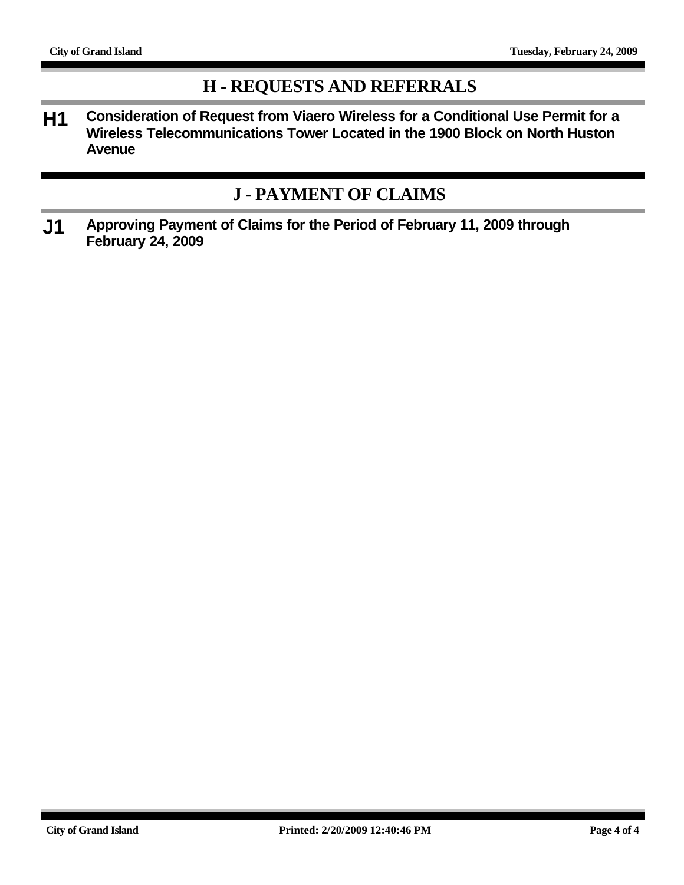## H - REQUESTS AND REFERRALS

**H1** **Consideration of Request from Viaero Wireless for a Conditional Use Permit for a Wireless Telecommunications Tower Located in the 1900 Block on North Huston Avenue**

## J - PAYMENT OF CLAIMS

**J1** **Approving Payment of Claims for the Period of February 11, 2009 through February 24, 2009**